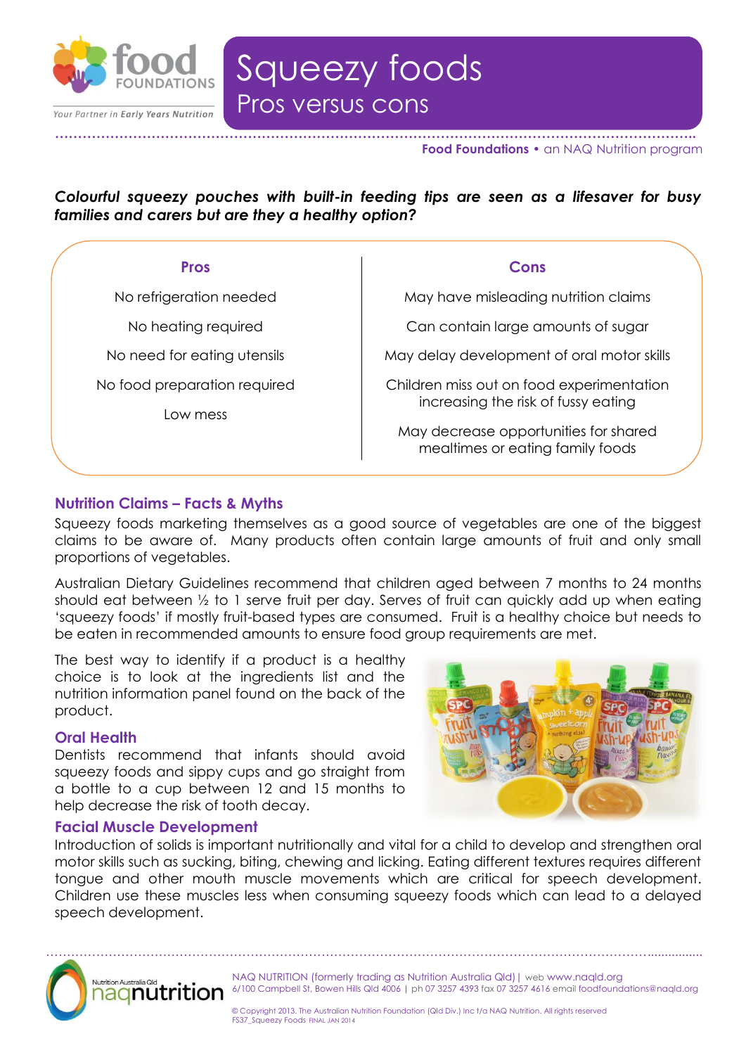# Squeezy foods

## Pros versus cons

**Food Foundations** • an NAQ Nutrition program

***Colourful squeezy pouches with built-in feeding tips are seen as a lifesaver for busy families and carers but are they a healthy option?***

| Pros | Cons |
|---|---|
| No refrigeration needed | May have misleading nutrition claims |
| No heating required | Can contain large amounts of sugar |
| No need for eating utensils | May delay development of oral motor skills |
| No food preparation required | Children miss out on food experimentation increasing the risk of fussy eating |
| Low mess | May decrease opportunities for shared mealtimes or eating family foods |

### Nutrition Claims – Facts & Myths

Squeezy foods marketing themselves as a good source of vegetables are one of the biggest claims to be aware of. Many products often contain large amounts of fruit and only small proportions of vegetables.

Australian Dietary Guidelines recommend that children aged between 7 months to 24 months should eat between ½ to 1 serve fruit per day. Serves of fruit can quickly add up when eating 'squeezy foods' if mostly fruit-based types are consumed. Fruit is a healthy choice but needs to be eaten in recommended amounts to ensure food group requirements are met.

The best way to identify if a product is a healthy choice is to look at the ingredients list and the nutrition information panel found on the back of the product.

### Oral Health

Dentists recommend that infants should avoid squeezy foods and sippy cups and go straight from a bottle to a cup between 12 and 15 months to help decrease the risk of tooth decay.

### Facial Muscle Development

Introduction of solids is important nutritionally and vital for a child to develop and strengthen oral motor skills such as sucking, biting, chewing and licking. Eating different textures requires different tongue and other mouth muscle movements which are critical for speech development. Children use these muscles less when consuming squeezy foods which can lead to a delayed speech development.

NAQ NUTRITION (formerly trading as Nutrition Australia Qld) | web www.naqld.org
6/100 Campbell St, Bowen Hills Qld 4006 | ph 07 3257 4393 fax 07 3257 4616 email foodfoundations@naqld.org

© Copyright 2013. The Australian Nutrition Foundation (Qld Div.) Inc t/a NAQ Nutrition. All rights reserved
FS37_Squeezy Foods FINAL JAN 2014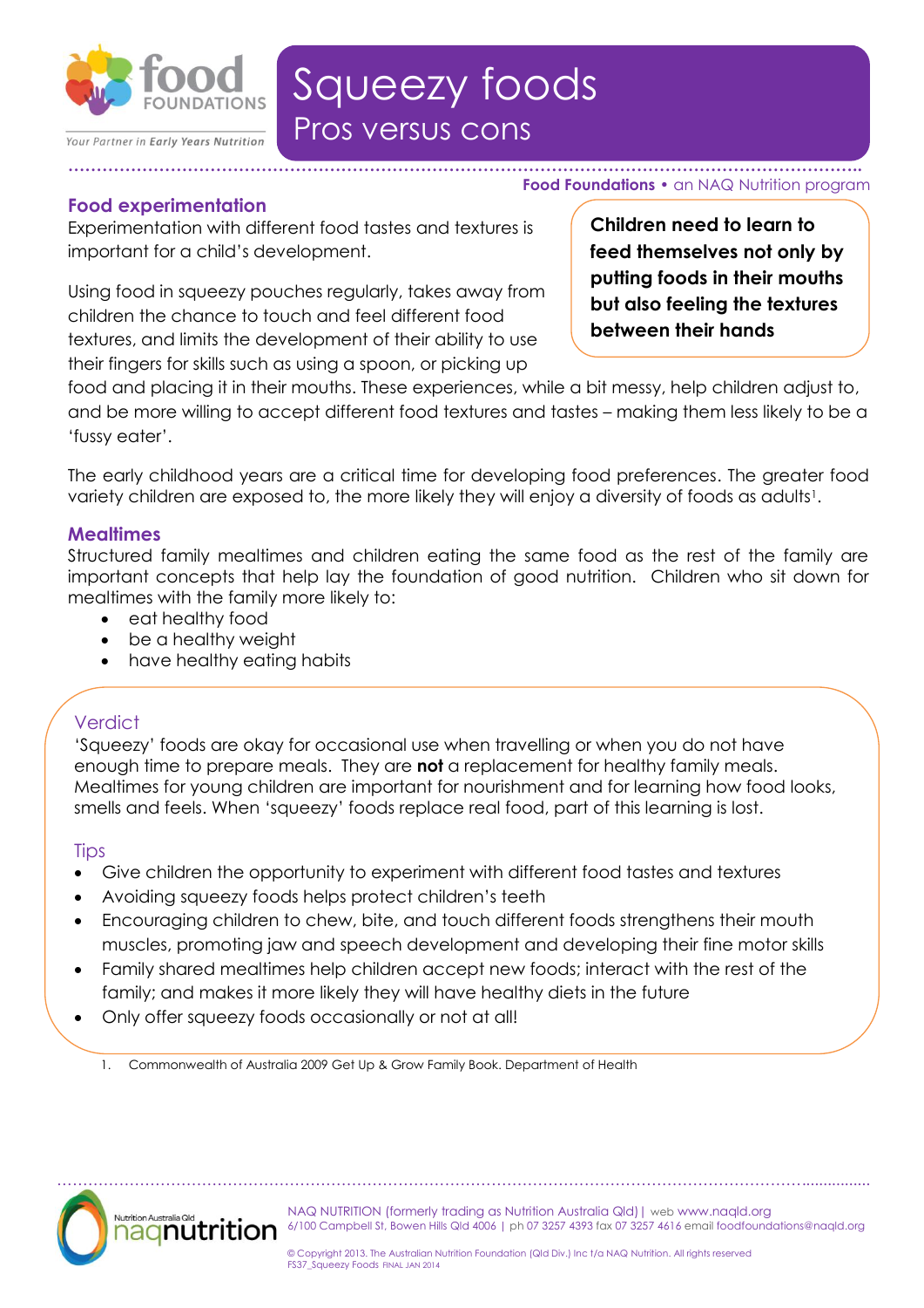# Squeezy foods

## Pros versus cons

**Food Foundations** • an NAQ Nutrition program

### Food experimentation

Experimentation with different food tastes and textures is important for a child's development.

Using food in squeezy pouches regularly, takes away from children the chance to touch and feel different food textures, and limits the development of their ability to use their fingers for skills such as using a spoon, or picking up food and placing it in their mouths. These experiences, while a bit messy, help children adjust to, and be more willing to accept different food textures and tastes – making them less likely to be a 'fussy eater'.

**Children need to learn to feed themselves not only by putting foods in their mouths but also feeling the textures between their hands**

The early childhood years are a critical time for developing food preferences. The greater food variety children are exposed to, the more likely they will enjoy a diversity of foods as adults[1].

### Mealtimes

Structured family mealtimes and children eating the same food as the rest of the family are important concepts that help lay the foundation of good nutrition. Children who sit down for mealtimes with the family more likely to:

- eat healthy food
- be a healthy weight
- have healthy eating habits

### Verdict

'Squeezy' foods are okay for occasional use when travelling or when you do not have enough time to prepare meals. They are **not** a replacement for healthy family meals. Mealtimes for young children are important for nourishment and for learning how food looks, smells and feels. When 'squeezy' foods replace real food, part of this learning is lost.

### Tips

- Give children the opportunity to experiment with different food tastes and textures
- Avoiding squeezy foods helps protect children's teeth
- Encouraging children to chew, bite, and touch different foods strengthens their mouth muscles, promoting jaw and speech development and developing their fine motor skills
- Family shared mealtimes help children accept new foods; interact with the rest of the family; and makes it more likely they will have healthy diets in the future
- Only offer squeezy foods occasionally or not at all!

1. Commonwealth of Australia 2009 Get Up & Grow Family Book. Department of Health

NAQ NUTRITION (formerly trading as Nutrition Australia Qld) | web www.naqld.org
6/100 Campbell St, Bowen Hills Qld 4006 | ph 07 3257 4393 fax 07 3257 4616 email foodfoundations@naqld.org

© Copyright 2013. The Australian Nutrition Foundation (Qld Div.) Inc t/a NAQ Nutrition. All rights reserved
FS37_Squeezy Foods FINAL JAN 2014